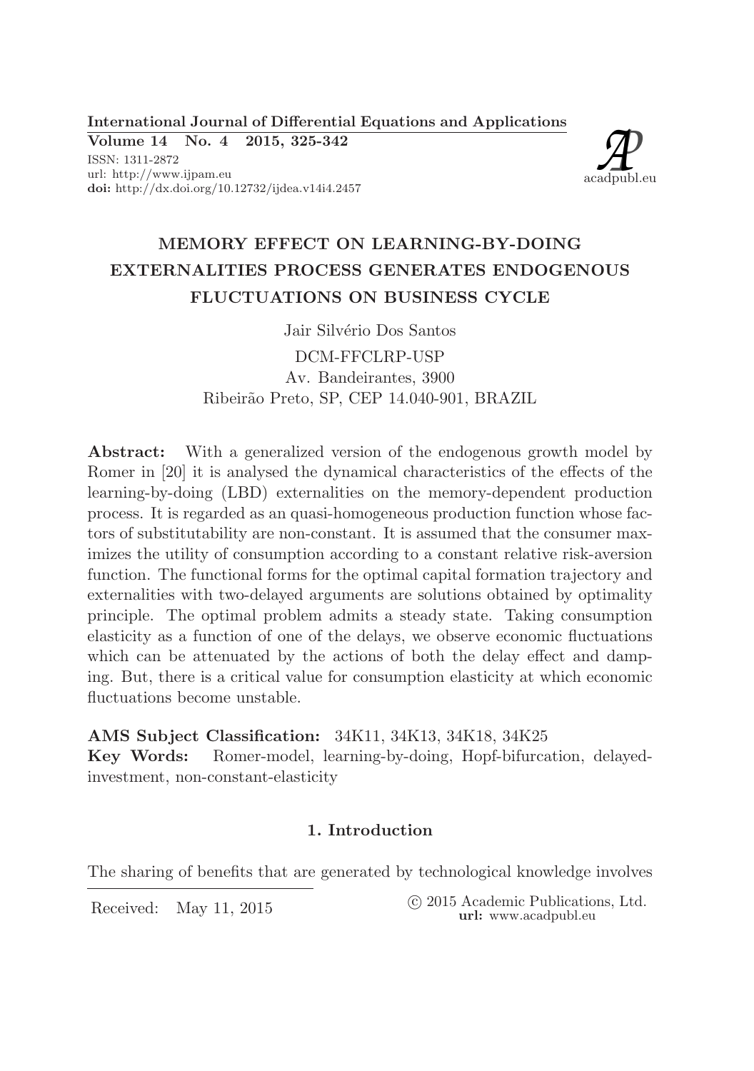# MEMORY EFFECT ON LEARNING-BY-DOING EXTERNALITIES PROCESS GENERATES ENDOGENOUS FLUCTUATIONS ON BUSINESS CYCLE

Jair Silvério Dos Santos

DCM-FFCLRP-USP
Av. Bandeirantes, 3900
Ribeirão Preto, SP, CEP 14.040-901, BRAZIL

**Abstract:** With a generalized version of the endogenous growth model by Romer in [20] it is analysed the dynamical characteristics of the effects of the learning-by-doing (LBD) externalities on the memory-dependent production process. It is regarded as an quasi-homogeneous production function whose factors of substitutability are non-constant. It is assumed that the consumer maximizes the utility of consumption according to a constant relative risk-aversion function. The functional forms for the optimal capital formation trajectory and externalities with two-delayed arguments are solutions obtained by optimality principle. The optimal problem admits a steady state. Taking consumption elasticity as a function of one of the delays, we observe economic fluctuations which can be attenuated by the actions of both the delay effect and damping. But, there is a critical value for consumption elasticity at which economic fluctuations become unstable.

**AMS Subject Classification:** 34K11, 34K13, 34K18, 34K25

**Key Words:** Romer-model, learning-by-doing, Hopf-bifurcation, delayed-investment, non-constant-elasticity

## 1. Introduction

The sharing of benefits that are generated by technological knowledge involves

Received: May 11, 2015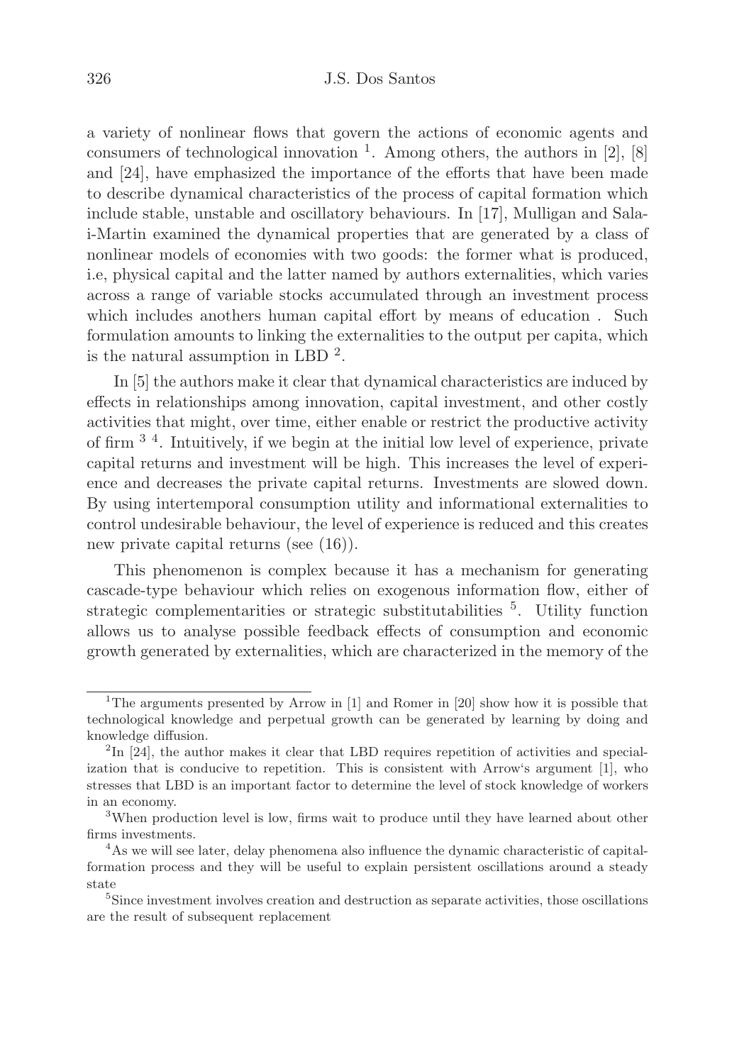a variety of nonlinear flows that govern the actions of economic agents and consumers of technological innovation [1]. Among others, the authors in [2], [8] and [24], have emphasized the importance of the efforts that have been made to describe dynamical characteristics of the process of capital formation which include stable, unstable and oscillatory behaviours. In [17], Mulligan and Sala-i-Martin examined the dynamical properties that are generated by a class of nonlinear models of economies with two goods: the former what is produced, i.e, physical capital and the latter named by authors externalities, which varies across a range of variable stocks accumulated through an investment process which includes anothers human capital effort by means of education . Such formulation amounts to linking the externalities to the output per capita, which is the natural assumption in LBD [2].

In [5] the authors make it clear that dynamical characteristics are induced by effects in relationships among innovation, capital investment, and other costly activities that might, over time, either enable or restrict the productive activity of firm [3] [4]. Intuitively, if we begin at the initial low level of experience, private capital returns and investment will be high. This increases the level of experience and decreases the private capital returns. Investments are slowed down. By using intertemporal consumption utility and informational externalities to control undesirable behaviour, the level of experience is reduced and this creates new private capital returns (see (16)).

This phenomenon is complex because it has a mechanism for generating cascade-type behaviour which relies on exogenous information flow, either of strategic complementarities or strategic substitutabilities [5]. Utility function allows us to analyse possible feedback effects of consumption and economic growth generated by externalities, which are characterized in the memory of the

---

[1] The arguments presented by Arrow in [1] and Romer in [20] show how it is possible that technological knowledge and perpetual growth can be generated by learning by doing and knowledge diffusion.

[2] In [24], the author makes it clear that LBD requires repetition of activities and specialization that is conducive to repetition. This is consistent with Arrow's argument [1], who stresses that LBD is an important factor to determine the level of stock knowledge of workers in an economy.

[3] When production level is low, firms wait to produce until they have learned about other firms investments.

[4] As we will see later, delay phenomena also influence the dynamic characteristic of capital-formation process and they will be useful to explain persistent oscillations around a steady state

[5] Since investment involves creation and destruction as separate activities, those oscillations are the result of subsequent replacement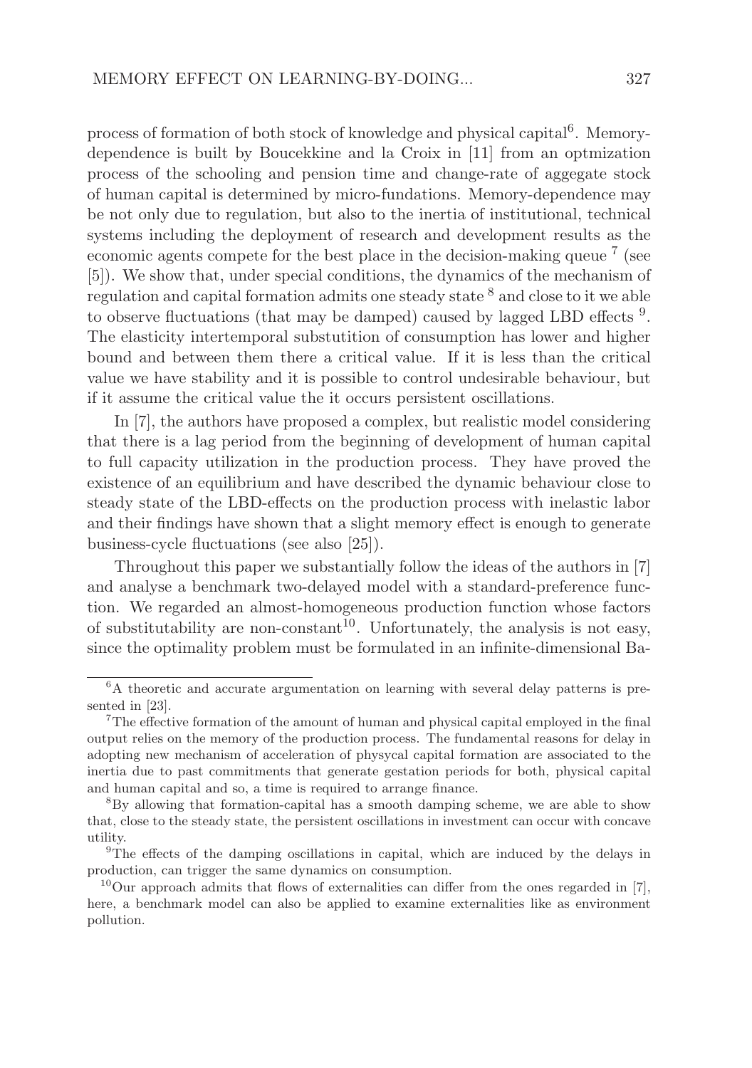process of formation of both stock of knowledge and physical capital[6]. Memory-dependence is built by Boucekkine and la Croix in [11] from an optmization process of the schooling and pension time and change-rate of aggegate stock of human capital is determined by micro-fundations. Memory-dependence may be not only due to regulation, but also to the inertia of institutional, technical systems including the deployment of research and development results as the economic agents compete for the best place in the decision-making queue [7] (see [5]). We show that, under special conditions, the dynamics of the mechanism of regulation and capital formation admits one steady state [8] and close to it we able to observe fluctuations (that may be damped) caused by lagged LBD effects [9]. The elasticity intertemporal substutition of consumption has lower and higher bound and between them there a critical value. If it is less than the critical value we have stability and it is possible to control undesirable behaviour, but if it assume the critical value the it occurs persistent oscillations.

In [7], the authors have proposed a complex, but realistic model considering that there is a lag period from the beginning of development of human capital to full capacity utilization in the production process. They have proved the existence of an equilibrium and have described the dynamic behaviour close to steady state of the LBD-effects on the production process with inelastic labor and their findings have shown that a slight memory effect is enough to generate business-cycle fluctuations (see also [25]).

Throughout this paper we substantially follow the ideas of the authors in [7] and analyse a benchmark two-delayed model with a standard-preference function. We regarded an almost-homogeneous production function whose factors of substitutability are non-constant[10]. Unfortunately, the analysis is not easy, since the optimality problem must be formulated in an infinite-dimensional Ba-

---

[6] A theoretic and accurate argumentation on learning with several delay patterns is presented in [23].

[7] The effective formation of the amount of human and physical capital employed in the final output relies on the memory of the production process. The fundamental reasons for delay in adopting new mechanism of acceleration of physycal capital formation are associated to the inertia due to past commitments that generate gestation periods for both, physical capital and human capital and so, a time is required to arrange finance.

[8] By allowing that formation-capital has a smooth damping scheme, we are able to show that, close to the steady state, the persistent oscillations in investment can occur with concave utility.

[9] The effects of the damping oscillations in capital, which are induced by the delays in production, can trigger the same dynamics on consumption.

[10] Our approach admits that flows of externalities can differ from the ones regarded in [7], here, a benchmark model can also be applied to examine externalities like as environment pollution.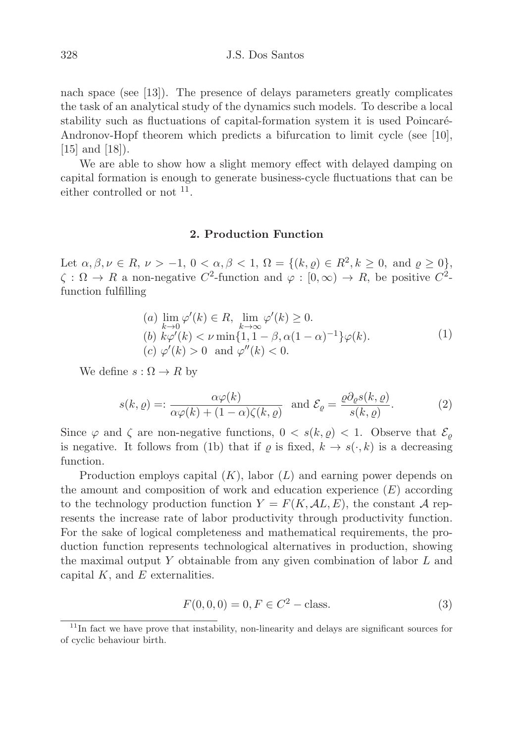nach space (see [13]). The presence of delays parameters greatly complicates the task of an analytical study of the dynamics such models. To describe a local stability such as fluctuations of capital-formation system it is used Poincaré-Andronov-Hopf theorem which predicts a bifurcation to limit cycle (see [10], [15] and [18]).

We are able to show how a slight memory effect with delayed damping on capital formation is enough to generate business-cycle fluctuations that can be either controlled or not [11].

## 2. Production Function

Let $\alpha, \beta, \nu \in R$, $\nu > -1$, $0 < \alpha, \beta < 1$, $\Omega = \{(k, \varrho) \in R^2, k \geq 0, \text{ and } \varrho \geq 0\}$, $\zeta : \Omega \to R$ a non-negative $C^2$-function and $\varphi : [0, \infty) \to R$, be positive $C^2$-function fulfilling

$$\begin{array}{l} (a)\ \lim\limits_{k \to 0} \varphi'(k) \in R,\ \lim\limits_{k \to \infty} \varphi'(k) \geq 0. \\ (b)\ k\varphi'(k) < \nu \min\{1, 1-\beta, \alpha(1-\alpha)^{-1}\}\varphi(k). \\ (c)\ \varphi'(k) > 0 \ \text{ and } \varphi''(k) < 0. \end{array} \tag{1}$$

We define $s : \Omega \to R$ by

$$s(k, \varrho) =: \frac{\alpha\varphi(k)}{\alpha\varphi(k) + (1-\alpha)\zeta(k, \varrho)} \ \text{ and } \mathcal{E}_\varrho = \frac{\varrho \partial_\varrho s(k, \varrho)}{s(k, \varrho)}. \tag{2}$$

Since $\varphi$ and $\zeta$ are non-negative functions, $0 < s(k, \varrho) < 1$. Observe that $\mathcal{E}_\varrho$ is negative. It follows from (1b) that if $\varrho$ is fixed, $k \to s(\cdot, k)$ is a decreasing function.

Production employs capital ($K$), labor ($L$) and earning power depends on the amount and composition of work and education experience ($E$) according to the technology production function $Y = F(K, \mathcal{A}L, E)$, the constant $\mathcal{A}$ represents the increase rate of labor productivity through productivity function. For the sake of logical completeness and mathematical requirements, the production function represents technological alternatives in production, showing the maximal output $Y$ obtainable from any given combination of labor $L$ and capital $K$, and $E$ externalities.

$$F(0, 0, 0) = 0, F \in C^2 - \text{class}. \tag{3}$$

[11] In fact we have prove that instability, non-linearity and delays are significant sources for of cyclic behaviour birth.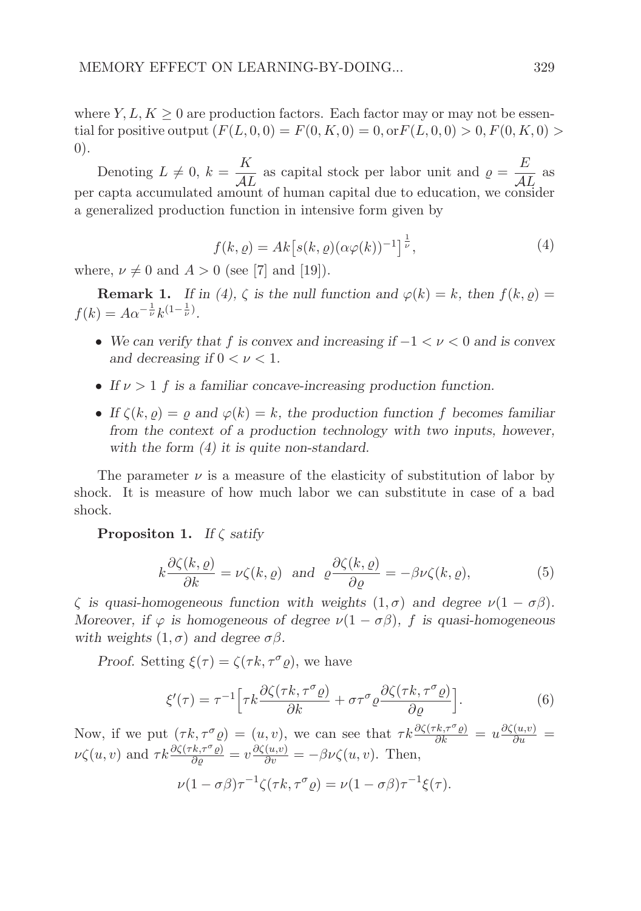where $Y, L, K \geq 0$ are production factors. Each factor may or may not be essential for positive output ($F(L, 0, 0) = F(0, K, 0) = 0$, or$F(L, 0, 0) > 0, F(0, K, 0) > 0$).

Denoting $L \neq 0$, $k = \dfrac{K}{\mathcal{A}L}$ as capital stock per labor unit and $\varrho = \dfrac{E}{\mathcal{A}L}$ as per capta accumulated amount of human capital due to education, we consider a generalized production function in intensive form given by

$$f(k, \varrho) = Ak\big[s(k, \varrho)(\alpha\varphi(k))^{-1}\big]^{\frac{1}{\nu}}, \tag{4}$$

where, $\nu \neq 0$ and $A > 0$ (see [7] and [19]).

**Remark 1.** *If in (4), $\zeta$ is the null function and $\varphi(k) = k$, then $f(k, \varrho) = f(k) = A\alpha^{-\frac{1}{\nu}}k^{(1-\frac{1}{\nu})}$.*

- *We can verify that $f$ is convex and increasing if $-1 < \nu < 0$ and is convex and decreasing if $0 < \nu < 1$.*
- *If $\nu > 1$ $f$ is a familiar concave-increasing production function.*
- *If $\zeta(k, \varrho) = \varrho$ and $\varphi(k) = k$, the production function $f$ becomes familiar from the context of a production technology with two inputs, however, with the form (4) it is quite non-standard.*

The parameter $\nu$ is a measure of the elasticity of substitution of labor by shock. It is measure of how much labor we can substitute in case of a bad shock.

**Propositon 1.** *If $\zeta$ satify*

$$k\frac{\partial\zeta(k, \varrho)}{\partial k} = \nu\zeta(k, \varrho) \;\; \text{and} \;\; \varrho\frac{\partial\zeta(k, \varrho)}{\partial\varrho} = -\beta\nu\zeta(k, \varrho), \tag{5}$$

*$\zeta$ is quasi-homogeneous function with weights $(1, \sigma)$ and degree $\nu(1 - \sigma\beta)$. Moreover, if $\varphi$ is homogeneous of degree $\nu(1 - \sigma\beta)$, $f$ is quasi-homogeneous with weights $(1, \sigma)$ and degree $\sigma\beta$.*

*Proof.* Setting $\xi(\tau) = \zeta(\tau k, \tau^\sigma\varrho)$, we have

$$\xi'(\tau) = \tau^{-1}\Big[\tau k\frac{\partial\zeta(\tau k, \tau^\sigma\varrho)}{\partial k} + \sigma\tau^\sigma\varrho\frac{\partial\zeta(\tau k, \tau^\sigma\varrho)}{\partial\varrho}\Big]. \tag{6}$$

Now, if we put $(\tau k, \tau^\sigma\varrho) = (u, v)$, we can see that $\tau k\frac{\partial\zeta(\tau k, \tau^\sigma\varrho)}{\partial k} = u\frac{\partial\zeta(u,v)}{\partial u} = \nu\zeta(u, v)$ and $\tau k\frac{\partial\zeta(\tau k, \tau^\sigma\varrho)}{\partial\varrho} = v\frac{\partial\zeta(u,v)}{\partial v} = -\beta\nu\zeta(u, v)$. Then,

$$\nu(1 - \sigma\beta)\tau^{-1}\zeta(\tau k, \tau^\sigma\varrho) = \nu(1 - \sigma\beta)\tau^{-1}\xi(\tau).$$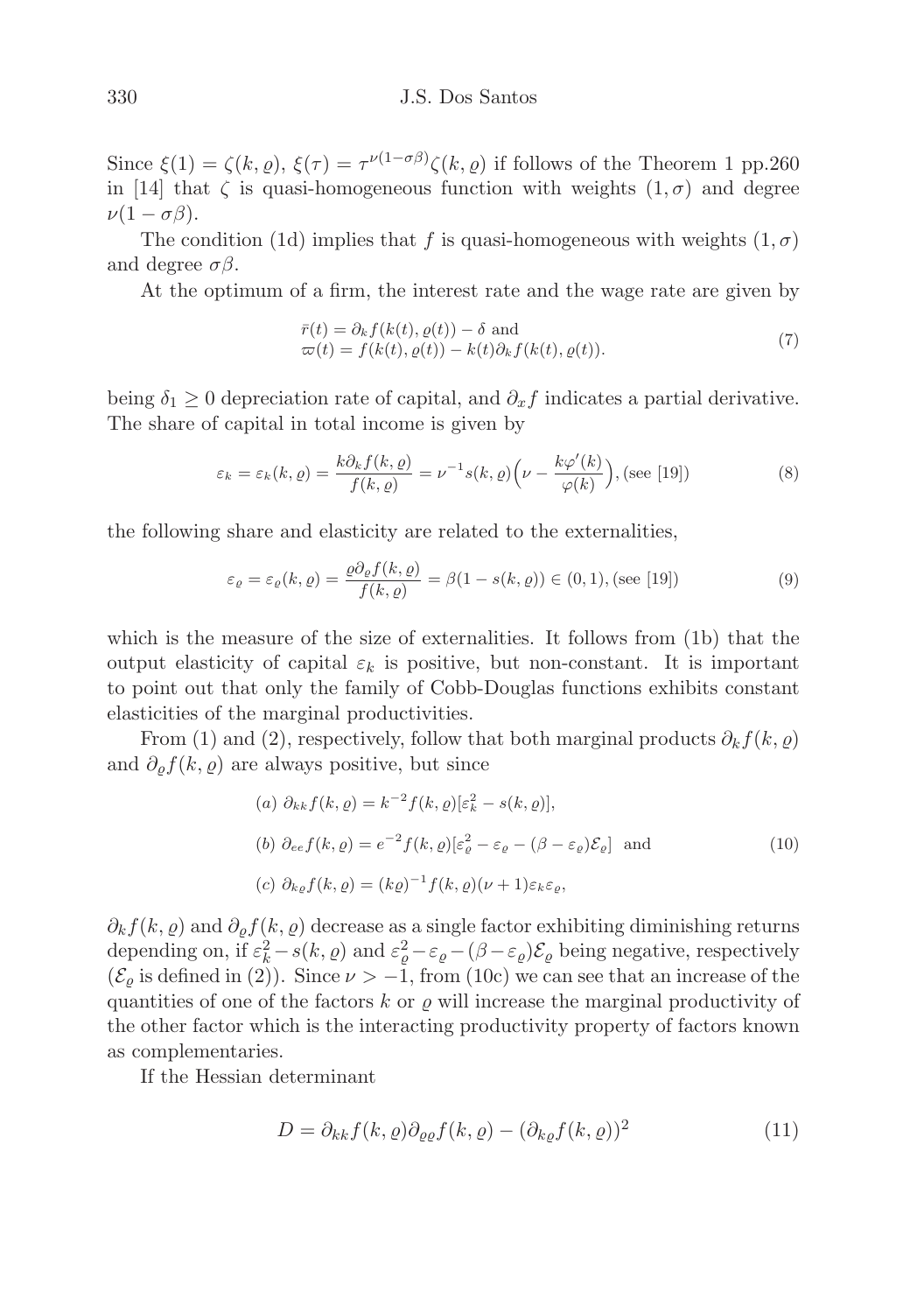Since $\xi(1) = \zeta(k, \varrho)$, $\xi(\tau) = \tau^{\nu(1-\sigma\beta)}\zeta(k, \varrho)$ if follows of the Theorem 1 pp.260 in [14] that $\zeta$ is quasi-homogeneous function with weights $(1, \sigma)$ and degree $\nu(1 - \sigma\beta)$.

The condition (1d) implies that $f$ is quasi-homogeneous with weights $(1, \sigma)$ and degree $\sigma\beta$.

At the optimum of a firm, the interest rate and the wage rate are given by

$$\begin{aligned} &\bar{r}(t) = \partial_k f(k(t), \varrho(t)) - \delta \text{ and} \\ &\varpi(t) = f(k(t), \varrho(t)) - k(t)\partial_k f(k(t), \varrho(t)). \end{aligned} \tag{7}$$

being $\delta_1 \geq 0$ depreciation rate of capital, and $\partial_x f$ indicates a partial derivative. The share of capital in total income is given by

$$\varepsilon_k = \varepsilon_k(k, \varrho) = \frac{k\partial_k f(k, \varrho)}{f(k, \varrho)} = \nu^{-1} s(k, \varrho)\Big(\nu - \frac{k\varphi'(k)}{\varphi(k)}\Big), \text{(see [19])} \tag{8}$$

the following share and elasticity are related to the externalities,

$$\varepsilon_\varrho = \varepsilon_\varrho(k, \varrho) = \frac{\varrho\partial_\varrho f(k, \varrho)}{f(k, \varrho)} = \beta(1 - s(k, \varrho)) \in (0, 1), \text{(see [19])} \tag{9}$$

which is the measure of the size of externalities. It follows from (1b) that the output elasticity of capital $\varepsilon_k$ is positive, but non-constant. It is important to point out that only the family of Cobb-Douglas functions exhibits constant elasticities of the marginal productivities.

From (1) and (2), respectively, follow that both marginal products $\partial_k f(k, \varrho)$ and $\partial_\varrho f(k, \varrho)$ are always positive, but since

$$\begin{aligned} &(a)\ \partial_{kk} f(k, \varrho) = k^{-2} f(k, \varrho)[\varepsilon_k^2 - s(k, \varrho)], \\ &(b)\ \partial_{ee} f(k, \varrho) = e^{-2} f(k, \varrho)[\varepsilon_\varrho^2 - \varepsilon_\varrho - (\beta - \varepsilon_\varrho)\mathcal{E}_\varrho] \text{ and} \\ &(c)\ \partial_{k\varrho} f(k, \varrho) = (k\varrho)^{-1} f(k, \varrho)(\nu + 1)\varepsilon_k\varepsilon_\varrho, \end{aligned} \tag{10}$$

$\partial_k f(k, \varrho)$ and $\partial_\varrho f(k, \varrho)$ decrease as a single factor exhibiting diminishing returns depending on, if $\varepsilon_k^2 - s(k, \varrho)$ and $\varepsilon_\varrho^2 - \varepsilon_\varrho - (\beta - \varepsilon_\varrho)\mathcal{E}_\varrho$ being negative, respectively ($\mathcal{E}_\varrho$ is defined in (2)). Since $\nu > -1$, from (10c) we can see that an increase of the quantities of one of the factors $k$ or $\varrho$ will increase the marginal productivity of the other factor which is the interacting productivity property of factors known as complementaries.

If the Hessian determinant

$$D = \partial_{kk} f(k, \varrho)\partial_{\varrho\varrho} f(k, \varrho) - (\partial_{k\varrho} f(k, \varrho))^2 \tag{11}$$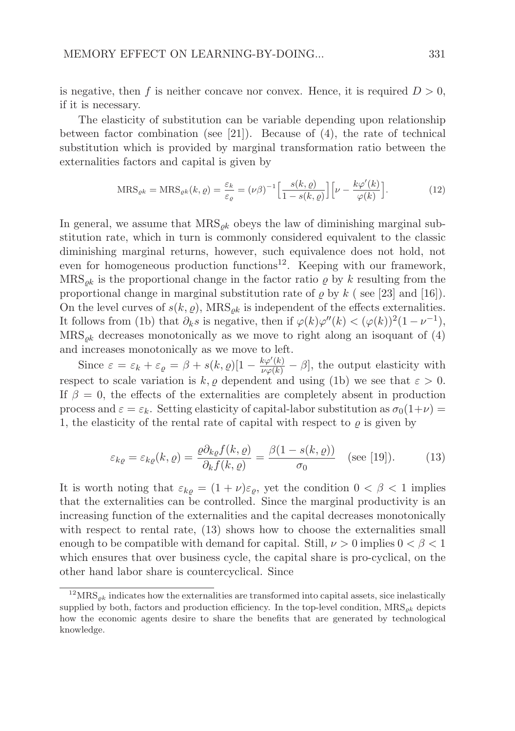is negative, then $f$ is neither concave nor convex. Hence, it is required $D > 0$, if it is necessary.

The elasticity of substitution can be variable depending upon relationship between factor combination (see [21]). Because of (4), the rate of technical substitution which is provided by marginal transformation ratio between the externalities factors and capital is given by

$$\mathrm{MRS}_{\varrho k} = \mathrm{MRS}_{\varrho k}(k, \varrho) = \frac{\varepsilon_k}{\varepsilon_\varrho} = (\nu\beta)^{-1}\Big[\frac{s(k, \varrho)}{1 - s(k, \varrho)}\Big]\Big[\nu - \frac{k\varphi'(k)}{\varphi(k)}\Big]. \tag{12}$$

In general, we assume that $\mathrm{MRS}_{\varrho k}$ obeys the law of diminishing marginal substitution rate, which in turn is commonly considered equivalent to the classic diminishing marginal returns, however, such equivalence does not hold, not even for homogeneous production functions[12]. Keeping with our framework, $\mathrm{MRS}_{\varrho k}$ is the proportional change in the factor ratio $\varrho$ by $k$ resulting from the proportional change in marginal substitution rate of $\varrho$ by $k$ ( see [23] and [16]). On the level curves of $s(k, \varrho)$, $\mathrm{MRS}_{\varrho k}$ is independent of the effects externalities. It follows from (1b) that $\partial_k s$ is negative, then if $\varphi(k)\varphi''(k) < (\varphi(k))^2(1 - \nu^{-1})$, $\mathrm{MRS}_{\varrho k}$ decreases monotonically as we move to right along an isoquant of (4) and increases monotonically as we move to left.

Since $\varepsilon = \varepsilon_k + \varepsilon_\varrho = \beta + s(k, \varrho)[1 - \frac{k\varphi'(k)}{\nu\varphi(k)} - \beta]$, the output elasticity with respect to scale variation is $k, \varrho$ dependent and using (1b) we see that $\varepsilon > 0$. If $\beta = 0$, the effects of the externalities are completely absent in production process and $\varepsilon = \varepsilon_k$. Setting elasticity of capital-labor substitution as $\sigma_0(1+\nu) = 1$, the elasticity of the rental rate of capital with respect to $\varrho$ is given by

$$\varepsilon_{k\varrho} = \varepsilon_{k\varrho}(k, \varrho) = \frac{\varrho\partial_{k\varrho}f(k, \varrho)}{\partial_k f(k, \varrho)} = \frac{\beta(1 - s(k, \varrho))}{\sigma_0} \quad \text{(see [19])}. \tag{13}$$

It is worth noting that $\varepsilon_{k\varrho} = (1 + \nu)\varepsilon_\varrho$, yet the condition $0 < \beta < 1$ implies that the externalities can be controlled. Since the marginal productivity is an increasing function of the externalities and the capital decreases monotonically with respect to rental rate, (13) shows how to choose the externalities small enough to be compatible with demand for capital. Still, $\nu > 0$ implies $0 < \beta < 1$ which ensures that over business cycle, the capital share is pro-cyclical, on the other hand labor share is countercyclical. Since

---

[12] $\mathrm{MRS}_{\varrho k}$ indicates how the externalities are transformed into capital assets, sice inelastically supplied by both, factors and production efficiency. In the top-level condition, $\mathrm{MRS}_{\varrho k}$ depicts how the economic agents desire to share the benefits that are generated by technological knowledge.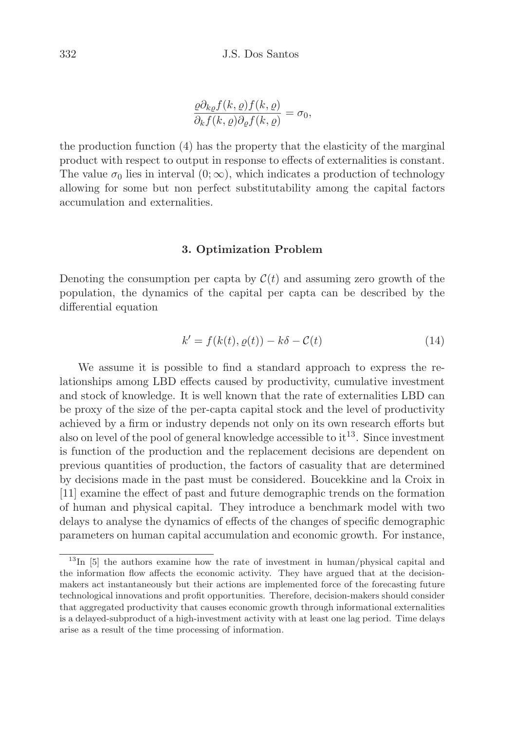$$\frac{\varrho \partial_{k\varrho} f(k,\varrho) f(k,\varrho)}{\partial_k f(k,\varrho) \partial_\varrho f(k,\varrho)} = \sigma_0,$$

the production function (4) has the property that the elasticity of the marginal product with respect to output in response to effects of externalities is constant. The value $\sigma_0$ lies in interval $(0;\infty)$, which indicates a production of technology allowing for some but non perfect substitutability among the capital factors accumulation and externalities.

## 3. Optimization Problem

Denoting the consumption per capta by $\mathcal{C}(t)$ and assuming zero growth of the population, the dynamics of the capital per capta can be described by the differential equation

$$k' = f(k(t), \varrho(t)) - k\delta - \mathcal{C}(t) \tag{14}$$

We assume it is possible to find a standard approach to express the relationships among LBD effects caused by productivity, cumulative investment and stock of knowledge. It is well known that the rate of externalities LBD can be proxy of the size of the per-capta capital stock and the level of productivity achieved by a firm or industry depends not only on its own research efforts but also on level of the pool of general knowledge accessible to it[13]. Since investment is function of the production and the replacement decisions are dependent on previous quantities of production, the factors of casuality that are determined by decisions made in the past must be considered. Boucekkine and la Croix in [11] examine the effect of past and future demographic trends on the formation of human and physical capital. They introduce a benchmark model with two delays to analyse the dynamics of effects of the changes of specific demographic parameters on human capital accumulation and economic growth. For instance,

[13] In [5] the authors examine how the rate of investment in human/physical capital and the information flow affects the economic activity. They have argued that at the decision-makers act instantaneously but their actions are implemented force of the forecasting future technological innovations and profit opportunities. Therefore, decision-makers should consider that aggregated productivity that causes economic growth through informational externalities is a delayed-subproduct of a high-investment activity with at least one lag period. Time delays arise as a result of the time processing of information.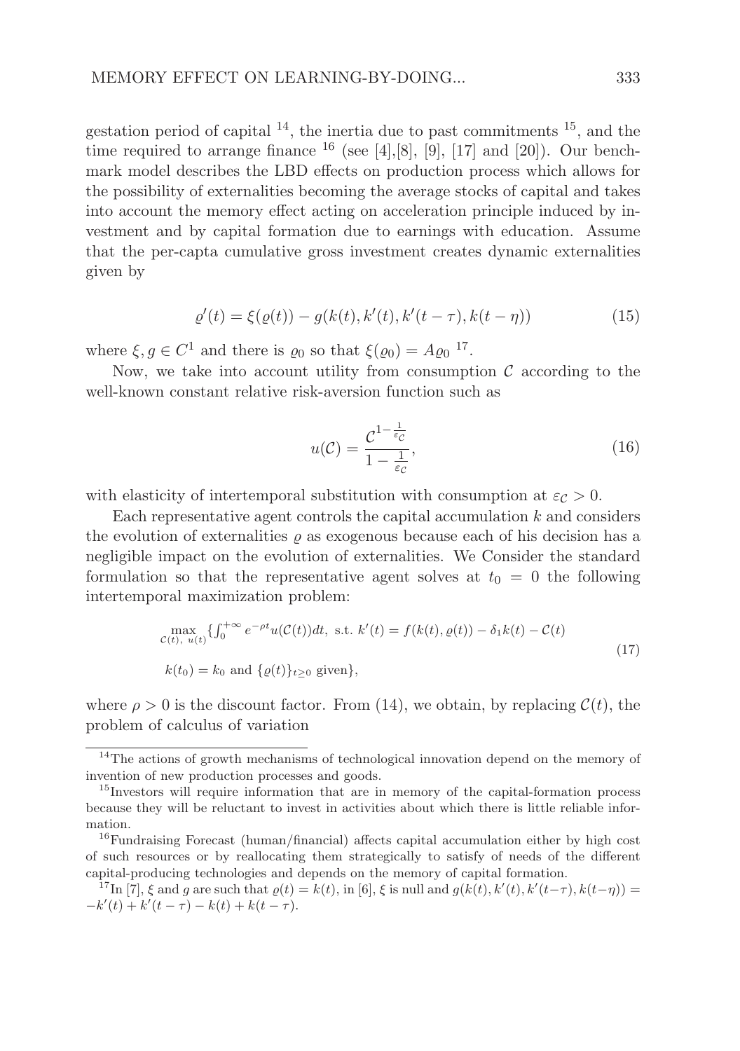gestation period of capital [14], the inertia due to past commitments [15], and the time required to arrange finance [16] (see [4],[8], [9], [17] and [20]). Our benchmark model describes the LBD effects on production process which allows for the possibility of externalities becoming the average stocks of capital and takes into account the memory effect acting on acceleration principle induced by investment and by capital formation due to earnings with education. Assume that the per-capta cumulative gross investment creates dynamic externalities given by

$$\varrho'(t) = \xi(\varrho(t)) - g(k(t), k'(t), k'(t-\tau), k(t-\eta)) \tag{15}$$

where $\xi, g \in C^1$ and there is $\varrho_0$ so that $\xi(\varrho_0) = A\varrho_0$ [17].

Now, we take into account utility from consumption $\mathcal{C}$ according to the well-known constant relative risk-aversion function such as

$$u(\mathcal{C}) = \frac{\mathcal{C}^{1-\frac{1}{\varepsilon_{\mathcal{C}}}}}{1-\frac{1}{\varepsilon_{\mathcal{C}}}}, \tag{16}$$

with elasticity of intertemporal substitution with consumption at $\varepsilon_{\mathcal{C}} > 0$.

Each representative agent controls the capital accumulation $k$ and considers the evolution of externalities $\varrho$ as exogenous because each of his decision has a negligible impact on the evolution of externalities. We Consider the standard formulation so that the representative agent solves at $t_0 = 0$ the following intertemporal maximization problem:

$$\begin{aligned} &\max_{\mathcal{C}(t),\ u(t)} \{\textstyle\int_0^{+\infty} e^{-\rho t} u(\mathcal{C}(t))dt, \text{ s.t. } k'(t) = f(k(t), \varrho(t)) - \delta_1 k(t) - \mathcal{C}(t) \\ &k(t_0) = k_0 \text{ and } \{\varrho(t)\}_{t\geq 0} \text{ given}\}, \end{aligned} \tag{17}$$

where $\rho > 0$ is the discount factor. From (14), we obtain, by replacing $\mathcal{C}(t)$, the problem of calculus of variation

---

[14] The actions of growth mechanisms of technological innovation depend on the memory of invention of new production processes and goods.

[15] Investors will require information that are in memory of the capital-formation process because they will be reluctant to invest in activities about which there is little reliable information.

[16] Fundraising Forecast (human/financial) affects capital accumulation either by high cost of such resources or by reallocating them strategically to satisfy of needs of the different capital-producing technologies and depends on the memory of capital formation.

[17] In [7], $\xi$ and $g$ are such that $\varrho(t) = k(t)$, in [6], $\xi$ is null and $g(k(t), k'(t), k'(t-\tau), k(t-\eta)) = -k'(t) + k'(t-\tau) - k(t) + k(t-\tau)$.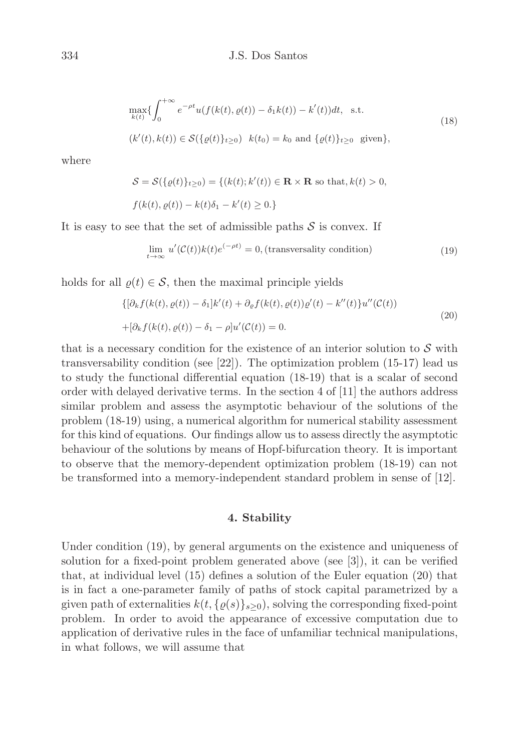$$
\begin{aligned}
&\max_{k(t)}\{\int_0^{+\infty} e^{-\rho t}u(f(k(t),\varrho(t))-\delta_1 k(t))-k'(t))dt, \quad \text{s.t.} \\
&(k'(t),k(t)) \in \mathcal{S}(\{\varrho(t)\}_{t\geq 0}) \;\; k(t_0)=k_0 \text{ and } \{\varrho(t)\}_{t\geq 0} \;\; \text{given}\},
\end{aligned} \tag{18}
$$

where

$$
\begin{aligned}
&\mathcal{S}=\mathcal{S}(\{\varrho(t)\}_{t\geq 0})=\{(k(t);k'(t)) \in \mathbf{R}\times\mathbf{R} \text{ so that}, k(t)>0, \\
&f(k(t),\varrho(t))-k(t)\delta_1-k'(t)\geq 0.\}
\end{aligned}
$$

It is easy to see that the set of admissible paths $\mathcal{S}$ is convex. If

$$
\lim_{t\to\infty} u'(\mathcal{C}(t))k(t)e^{(-\rho t)}=0, \text{(transversality condition)} \tag{19}
$$

holds for all $\varrho(t)\in\mathcal{S}$, then the maximal principle yields

$$
\begin{aligned}
&\{[\partial_k f(k(t),\varrho(t))-\delta_1]k'(t)+\partial_\varrho f(k(t),\varrho(t))\varrho'(t)-k''(t)\}u''(\mathcal{C}(t)) \\
&+[\partial_k f(k(t),\varrho(t))-\delta_1-\rho]u'(\mathcal{C}(t))=0.
\end{aligned} \tag{20}
$$

that is a necessary condition for the existence of an interior solution to $\mathcal{S}$ with transversability condition (see [22]). The optimization problem (15-17) lead us to study the functional differential equation (18-19) that is a scalar of second order with delayed derivative terms. In the section 4 of [11] the authors address similar problem and assess the asymptotic behaviour of the solutions of the problem (18-19) using, a numerical algorithm for numerical stability assessment for this kind of equations. Our findings allow us to assess directly the asymptotic behaviour of the solutions by means of Hopf-bifurcation theory. It is important to observe that the memory-dependent optimization problem (18-19) can not be transformed into a memory-independent standard problem in sense of [12].

## 4. Stability

Under condition (19), by general arguments on the existence and uniqueness of solution for a fixed-point problem generated above (see [3]), it can be verified that, at individual level (15) defines a solution of the Euler equation (20) that is in fact a one-parameter family of paths of stock capital parametrized by a given path of externalities $k(t,\{\varrho(s)\}_{s\geq 0})$, solving the corresponding fixed-point problem. In order to avoid the appearance of excessive computation due to application of derivative rules in the face of unfamiliar technical manipulations, in what follows, we will assume that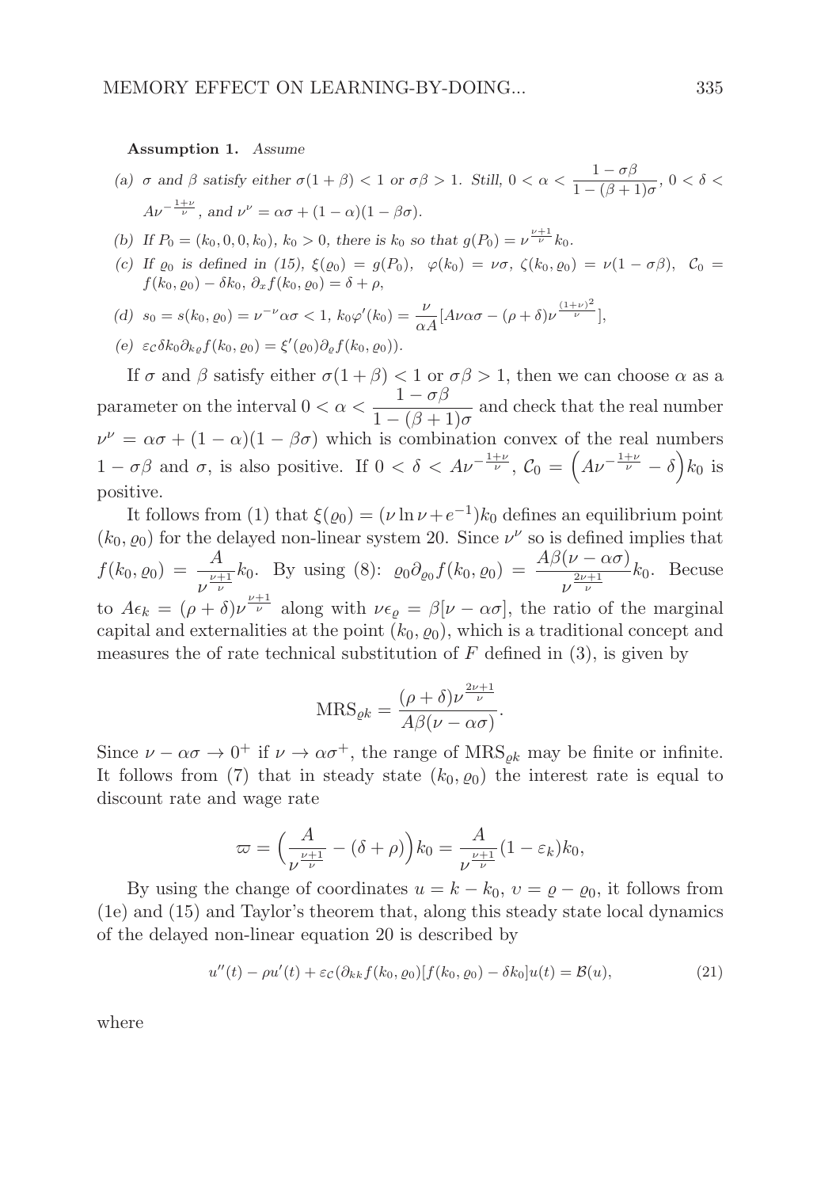**Assumption 1.** *Assume*

(a) $\sigma$ and $\beta$ satisfy either $\sigma(1+\beta) < 1$ or $\sigma\beta > 1$. Still, $0 < \alpha < \dfrac{1-\sigma\beta}{1-(\beta+1)\sigma}$, $0 < \delta < A\nu^{-\frac{1+\nu}{\nu}}$, and $\nu^\nu = \alpha\sigma + (1-\alpha)(1-\beta\sigma)$.

(b) If $P_0 = (k_0, 0, 0, k_0)$, $k_0 > 0$, there is $k_0$ so that $g(P_0) = \nu^{\frac{\nu+1}{\nu}} k_0$.

(c) If $\varrho_0$ is defined in (15), $\xi(\varrho_0) = g(P_0)$, $\varphi(k_0) = \nu\sigma$, $\zeta(k_0, \varrho_0) = \nu(1-\sigma\beta)$, $\mathcal{C}_0 = f(k_0, \varrho_0) - \delta k_0$, $\partial_x f(k_0, \varrho_0) = \delta + \rho$,

(d) $s_0 = s(k_0, \varrho_0) = \nu^{-\nu}\alpha\sigma < 1$, $k_0\varphi'(k_0) = \dfrac{\nu}{\alpha A}[A\nu\alpha\sigma - (\rho+\delta)\nu^{\frac{(1+\nu)^2}{\nu}}]$,

(e) $\varepsilon_{\mathcal{C}}\delta k_0 \partial_{k\varrho} f(k_0, \varrho_0) = \xi'(\varrho_0)\partial_\varrho f(k_0, \varrho_0))$.

If $\sigma$ and $\beta$ satisfy either $\sigma(1+\beta) < 1$ or $\sigma\beta > 1$, then we can choose $\alpha$ as a parameter on the interval $0 < \alpha < \dfrac{1-\sigma\beta}{1-(\beta+1)\sigma}$ and check that the real number $\nu^\nu = \alpha\sigma + (1-\alpha)(1-\beta\sigma)$ which is combination convex of the real numbers $1-\sigma\beta$ and $\sigma$, is also positive. If $0 < \delta < A\nu^{-\frac{1+\nu}{\nu}}$, $\mathcal{C}_0 = \Big(A\nu^{-\frac{1+\nu}{\nu}} - \delta\Big)k_0$ is positive.

It follows from (1) that $\xi(\varrho_0) = (\nu \ln \nu + e^{-1})k_0$ defines an equilibrium point $(k_0, \varrho_0)$ for the delayed non-linear system 20. Since $\nu^\nu$ so is defined implies that $f(k_0, \varrho_0) = \dfrac{A}{\nu^{\frac{\nu+1}{\nu}}}k_0$. By using (8): $\varrho_0 \partial_{\varrho_0} f(k_0, \varrho_0) = \dfrac{A\beta(\nu - \alpha\sigma)}{\nu^{\frac{2\nu+1}{\nu}}}k_0$. Becuse to $A\epsilon_k = (\rho+\delta)\nu^{\frac{\nu+1}{\nu}}$ along with $\nu\epsilon_\varrho = \beta[\nu - \alpha\sigma]$, the ratio of the marginal capital and externalities at the point $(k_0, \varrho_0)$, which is a traditional concept and measures the of rate technical substitution of $F$ defined in (3), is given by

$$\mathrm{MRS}_{\varrho k} = \frac{(\rho+\delta)\nu^{\frac{2\nu+1}{\nu}}}{A\beta(\nu - \alpha\sigma)}.$$

Since $\nu - \alpha\sigma \to 0^+$ if $\nu \to \alpha\sigma^+$, the range of $\mathrm{MRS}_{\varrho k}$ may be finite or infinite. It follows from (7) that in steady state $(k_0, \varrho_0)$ the interest rate is equal to discount rate and wage rate

$$\varpi = \Big(\frac{A}{\nu^{\frac{\nu+1}{\nu}}} - (\delta+\rho)\Big)k_0 = \frac{A}{\nu^{\frac{\nu+1}{\nu}}}(1 - \varepsilon_k)k_0,$$

By using the change of coordinates $u = k - k_0$, $\upsilon = \varrho - \varrho_0$, it follows from (1e) and (15) and Taylor's theorem that, along this steady state local dynamics of the delayed non-linear equation 20 is described by

$$u''(t) - \rho u'(t) + \varepsilon_{\mathcal{C}}(\partial_{kk} f(k_0, \varrho_0)[f(k_0, \varrho_0) - \delta k_0] u(t) = \mathcal{B}(u), \tag{21}$$

where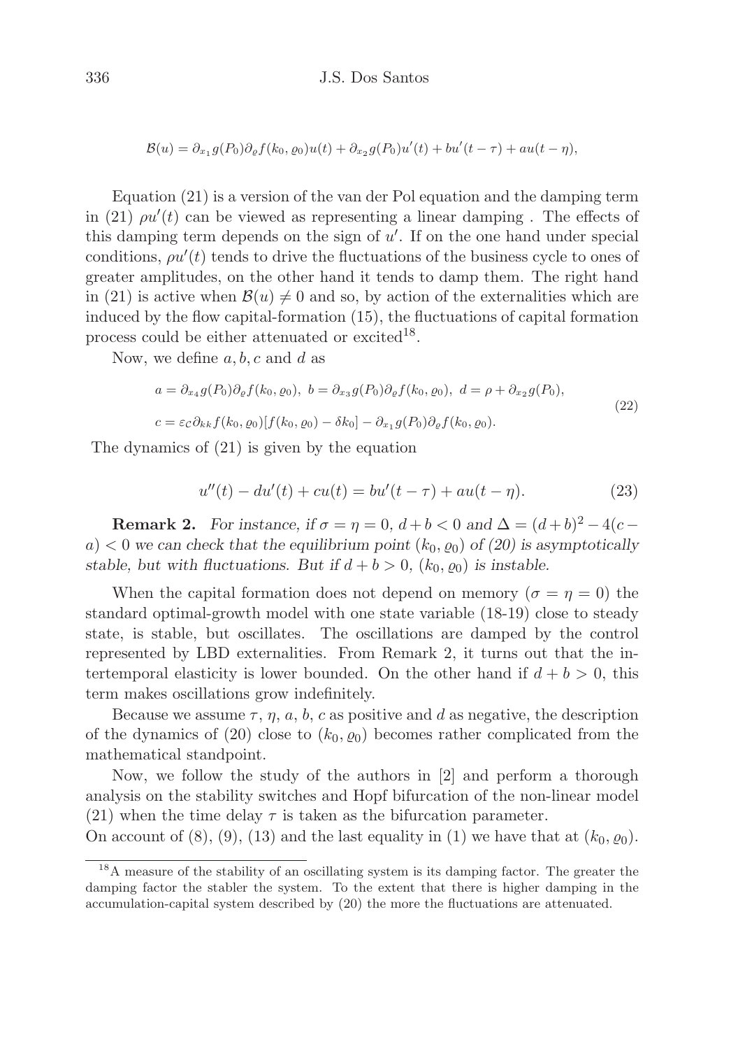$$\mathcal{B}(u) = \partial_{x_1} g(P_0)\partial_\varrho f(k_0, \varrho_0)u(t) + \partial_{x_2} g(P_0)u'(t) + bu'(t-\tau) + au(t-\eta),$$

Equation (21) is a version of the van der Pol equation and the damping term in (21) $\rho u'(t)$ can be viewed as representing a linear damping . The effects of this damping term depends on the sign of $u'$. If on the one hand under special conditions, $\rho u'(t)$ tends to drive the fluctuations of the business cycle to ones of greater amplitudes, on the other hand it tends to damp them. The right hand in (21) is active when $\mathcal{B}(u) \neq 0$ and so, by action of the externalities which are induced by the flow capital-formation (15), the fluctuations of capital formation process could be either attenuated or excited[18].

Now, we define $a, b, c$ and $d$ as

$$\begin{aligned}
&a = \partial_{x_4} g(P_0)\partial_\varrho f(k_0, \varrho_0),\ b = \partial_{x_3} g(P_0)\partial_\varrho f(k_0, \varrho_0),\ d = \rho + \partial_{x_2} g(P_0), \\
&c = \varepsilon_{\mathcal{C}}\partial_{kk} f(k_0, \varrho_0)[f(k_0, \varrho_0) - \delta k_0] - \partial_{x_1} g(P_0)\partial_\varrho f(k_0, \varrho_0).
\end{aligned} \tag{22}$$

The dynamics of (21) is given by the equation

$$u''(t) - du'(t) + cu(t) = bu'(t-\tau) + au(t-\eta). \tag{23}$$

**Remark 2.** *For instance, if $\sigma = \eta = 0$, $d + b < 0$ and $\Delta = (d+b)^2 - 4(c - a) < 0$ we can check that the equilibrium point $(k_0, \varrho_0)$ of (20) is asymptotically stable, but with fluctuations. But if $d + b > 0$, $(k_0, \varrho_0)$ is instable.*

When the capital formation does not depend on memory ($\sigma = \eta = 0$) the standard optimal-growth model with one state variable (18-19) close to steady state, is stable, but oscillates. The oscillations are damped by the control represented by LBD externalities. From Remark 2, it turns out that the intertemporal elasticity is lower bounded. On the other hand if $d + b > 0$, this term makes oscillations grow indefinitely.

Because we assume $\tau$, $\eta$, $a$, $b$, $c$ as positive and $d$ as negative, the description of the dynamics of (20) close to $(k_0, \varrho_0)$ becomes rather complicated from the mathematical standpoint.

Now, we follow the study of the authors in [2] and perform a thorough analysis on the stability switches and Hopf bifurcation of the non-linear model (21) when the time delay $\tau$ is taken as the bifurcation parameter.
On account of (8), (9), (13) and the last equality in (1) we have that at $(k_0, \varrho_0)$.

[18] A measure of the stability of an oscillating system is its damping factor. The greater the damping factor the stabler the system. To the extent that there is higher damping in the accumulation-capital system described by (20) the more the fluctuations are attenuated.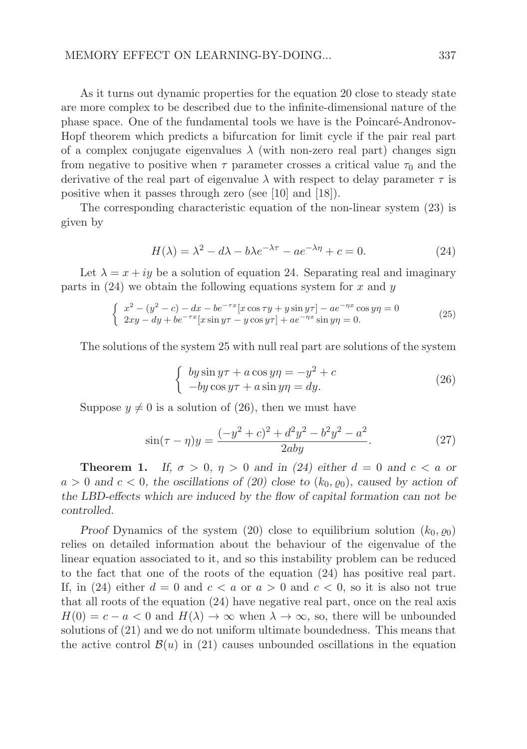As it turns out dynamic properties for the equation 20 close to steady state are more complex to be described due to the infinite-dimensional nature of the phase space. One of the fundamental tools we have is the Poincaré-Andronov-Hopf theorem which predicts a bifurcation for limit cycle if the pair real part of a complex conjugate eigenvalues $\lambda$ (with non-zero real part) changes sign from negative to positive when $\tau$ parameter crosses a critical value $\tau_0$ and the derivative of the real part of eigenvalue $\lambda$ with respect to delay parameter $\tau$ is positive when it passes through zero (see [10] and [18]).

The corresponding characteristic equation of the non-linear system (23) is given by

$$H(\lambda) = \lambda^2 - d\lambda - b\lambda e^{-\lambda\tau} - ae^{-\lambda\eta} + c = 0. \tag{24}$$

Let $\lambda = x + iy$ be a solution of equation 24. Separating real and imaginary parts in (24) we obtain the following equations system for $x$ and $y$

$$\begin{cases} x^2 - (y^2 - c) - dx - be^{-\tau x}[x\cos\tau y + y\sin y\tau] - ae^{-\eta x}\cos y\eta = 0 \\ 2xy - dy + be^{-\tau x}[x\sin y\tau - y\cos y\tau] + ae^{-\eta x}\sin y\eta = 0. \end{cases} \tag{25}$$

The solutions of the system 25 with null real part are solutions of the system

$$\begin{cases} by\sin y\tau + a\cos y\eta = -y^2 + c \\ -by\cos y\tau + a\sin y\eta = dy. \end{cases} \tag{26}$$

Suppose $y \neq 0$ is a solution of (26), then we must have

$$\sin(\tau - \eta)y = \frac{(-y^2 + c)^2 + d^2y^2 - b^2y^2 - a^2}{2aby}. \tag{27}$$

**Theorem 1.** *If, $\sigma > 0$, $\eta > 0$ and in (24) either $d = 0$ and $c < a$ or $a > 0$ and $c < 0$, the oscillations of (20) close to $(k_0, \varrho_0)$, caused by action of the LBD-effects which are induced by the flow of capital formation can not be controlled.*

*Proof* Dynamics of the system (20) close to equilibrium solution $(k_0, \varrho_0)$ relies on detailed information about the behaviour of the eigenvalue of the linear equation associated to it, and so this instability problem can be reduced to the fact that one of the roots of the equation (24) has positive real part. If, in (24) either $d = 0$ and $c < a$ or $a > 0$ and $c < 0$, so it is also not true that all roots of the equation (24) have negative real part, once on the real axis $H(0) = c - a < 0$ and $H(\lambda) \to \infty$ when $\lambda \to \infty$, so, there will be unbounded solutions of (21) and we do not uniform ultimate boundedness. This means that the active control $\mathcal{B}(u)$ in (21) causes unbounded oscillations in the equation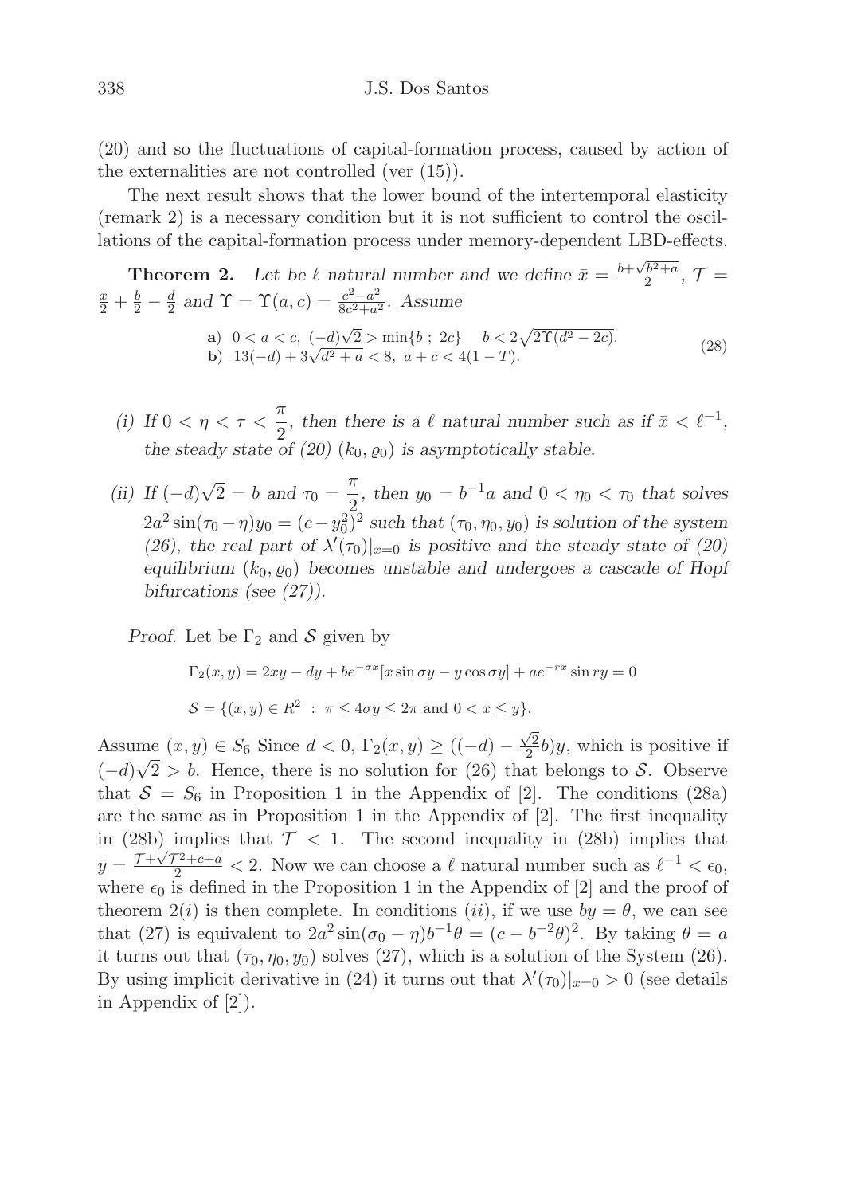(20) and so the fluctuations of capital-formation process, caused by action of the externalities are not controlled (ver (15)).

The next result shows that the lower bound of the intertemporal elasticity (remark 2) is a necessary condition but it is not sufficient to control the oscillations of the capital-formation process under memory-dependent LBD-effects.

**Theorem 2.** *Let be $\ell$ natural number and we define $\bar{x} = \frac{b+\sqrt{b^2+a}}{2}$, $\mathcal{T} = \frac{\bar{x}}{2} + \frac{b}{2} - \frac{d}{2}$ and $\Upsilon = \Upsilon(a,c) = \frac{c^2-a^2}{8c^2+a^2}$. Assume*

$$
\begin{array}{ll}
\textbf{a)} & 0 < a < c,\ (-d)\sqrt{2} > \min\{b\ ;\ 2c\} \quad b < 2\sqrt{2\Upsilon(d^2-2c)}. \\
\textbf{b)} & 13(-d) + 3\sqrt{d^2+a} < 8,\ a + c < 4(1-T).
\end{array}
\tag{28}
$$

*(i) If $0 < \eta < \tau < \dfrac{\pi}{2}$, then there is a $\ell$ natural number such as if $\bar{x} < \ell^{-1}$, the steady state of (20) $(k_0, \varrho_0)$ is asymptotically stable.*

*(ii) If $(-d)\sqrt{2} = b$ and $\tau_0 = \dfrac{\pi}{2}$, then $y_0 = b^{-1}a$ and $0 < \eta_0 < \tau_0$ that solves $2a^2\sin(\tau_0 - \eta)y_0 = (c - y_0^2)^2$ such that $(\tau_0, \eta_0, y_0)$ is solution of the system (26), the real part of $\lambda'(\tau_0)|_{x=0}$ is positive and the steady state of (20) equilibrium $(k_0, \varrho_0)$ becomes unstable and undergoes a cascade of Hopf bifurcations (see (27)).*

*Proof.* Let be $\Gamma_2$ and $\mathcal{S}$ given by

$$
\Gamma_2(x,y) = 2xy - dy + be^{-\sigma x}[x\sin\sigma y - y\cos\sigma y] + ae^{-rx}\sin ry = 0
$$

$$
\mathcal{S} = \{(x,y) \in R^2 \ :\ \pi \le 4\sigma y \le 2\pi \text{ and } 0 < x \le y\}.
$$

Assume $(x,y) \in S_6$ Since $d < 0$, $\Gamma_2(x,y) \ge ((-d) - \frac{\sqrt{2}}{2}b)y$, which is positive if $(-d)\sqrt{2} > b$. Hence, there is no solution for (26) that belongs to $\mathcal{S}$. Observe that $\mathcal{S} = S_6$ in Proposition 1 in the Appendix of [2]. The conditions (28a) are the same as in Proposition 1 in the Appendix of [2]. The first inequality in (28b) implies that $\mathcal{T} < 1$. The second inequality in (28b) implies that $\bar{y} = \frac{\mathcal{T}+\sqrt{\mathcal{T}^2+c+a}}{2} < 2$. Now we can choose a $\ell$ natural number such as $\ell^{-1} < \epsilon_0$, where $\epsilon_0$ is defined in the Proposition 1 in the Appendix of [2] and the proof of theorem $2(i)$ is then complete. In conditions $(ii)$, if we use $by = \theta$, we can see that (27) is equivalent to $2a^2\sin(\sigma_0 - \eta)b^{-1}\theta = (c - b^{-2}\theta)^2$. By taking $\theta = a$ it turns out that $(\tau_0, \eta_0, y_0)$ solves (27), which is a solution of the System (26). By using implicit derivative in (24) it turns out that $\lambda'(\tau_0)|_{x=0} > 0$ (see details in Appendix of [2]).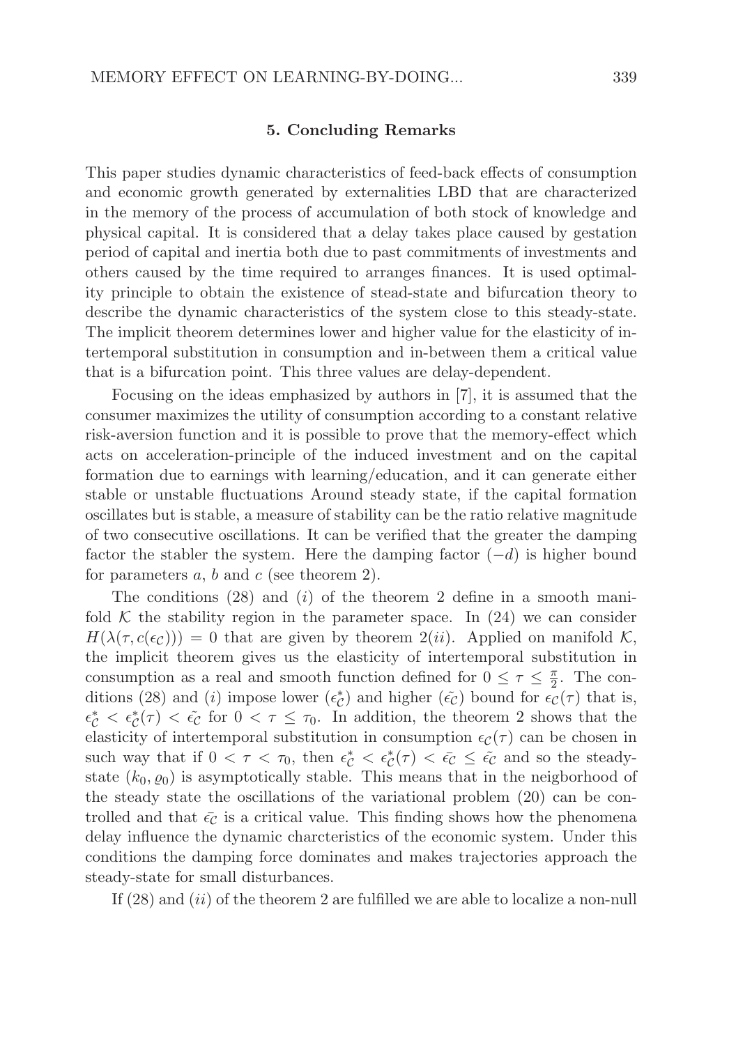### 5. Concluding Remarks

This paper studies dynamic characteristics of feed-back effects of consumption and economic growth generated by externalities LBD that are characterized in the memory of the process of accumulation of both stock of knowledge and physical capital. It is considered that a delay takes place caused by gestation period of capital and inertia both due to past commitments of investments and others caused by the time required to arranges finances. It is used optimality principle to obtain the existence of stead-state and bifurcation theory to describe the dynamic characteristics of the system close to this steady-state. The implicit theorem determines lower and higher value for the elasticity of intertemporal substitution in consumption and in-between them a critical value that is a bifurcation point. This three values are delay-dependent.

Focusing on the ideas emphasized by authors in [7], it is assumed that the consumer maximizes the utility of consumption according to a constant relative risk-aversion function and it is possible to prove that the memory-effect which acts on acceleration-principle of the induced investment and on the capital formation due to earnings with learning/education, and it can generate either stable or unstable fluctuations Around steady state, if the capital formation oscillates but is stable, a measure of stability can be the ratio relative magnitude of two consecutive oscillations. It can be verified that the greater the damping factor the stabler the system. Here the damping factor $(-d)$ is higher bound for parameters $a$, $b$ and $c$ (see theorem 2).

The conditions (28) and $(i)$ of the theorem 2 define in a smooth manifold $\mathcal{K}$ the stability region in the parameter space. In (24) we can consider $H(\lambda(\tau, c(\epsilon_{\mathcal{C}}))) = 0$ that are given by theorem 2$(ii)$. Applied on manifold $\mathcal{K}$, the implicit theorem gives us the elasticity of intertemporal substitution in consumption as a real and smooth function defined for $0 \leq \tau \leq \frac{\pi}{2}$. The conditions (28) and $(i)$ impose lower $(\epsilon_{\mathcal{C}}^{*})$ and higher $(\tilde{\epsilon_{\mathcal{C}}})$ bound for $\epsilon_{\mathcal{C}}(\tau)$ that is, $\epsilon_{\mathcal{C}}^{*} < \epsilon_{\mathcal{C}}^{*}(\tau) < \tilde{\epsilon_{\mathcal{C}}}$ for $0 < \tau \leq \tau_0$. In addition, the theorem 2 shows that the elasticity of intertemporal substitution in consumption $\epsilon_{\mathcal{C}}(\tau)$ can be chosen in such way that if $0 < \tau < \tau_0$, then $\epsilon_{\mathcal{C}}^{*} < \epsilon_{\mathcal{C}}^{*}(\tau) < \bar{\epsilon_{\mathcal{C}}} \leq \tilde{\epsilon_{\mathcal{C}}}$ and so the steady-state $(k_0, \varrho_0)$ is asymptotically stable. This means that in the neigborhood of the steady state the oscillations of the variational problem (20) can be controlled and that $\bar{\epsilon_{\mathcal{C}}}$ is a critical value. This finding shows how the phenomena delay influence the dynamic charcteristics of the economic system. Under this conditions the damping force dominates and makes trajectories approach the steady-state for small disturbances.

If (28) and $(ii)$ of the theorem 2 are fulfilled we are able to localize a non-null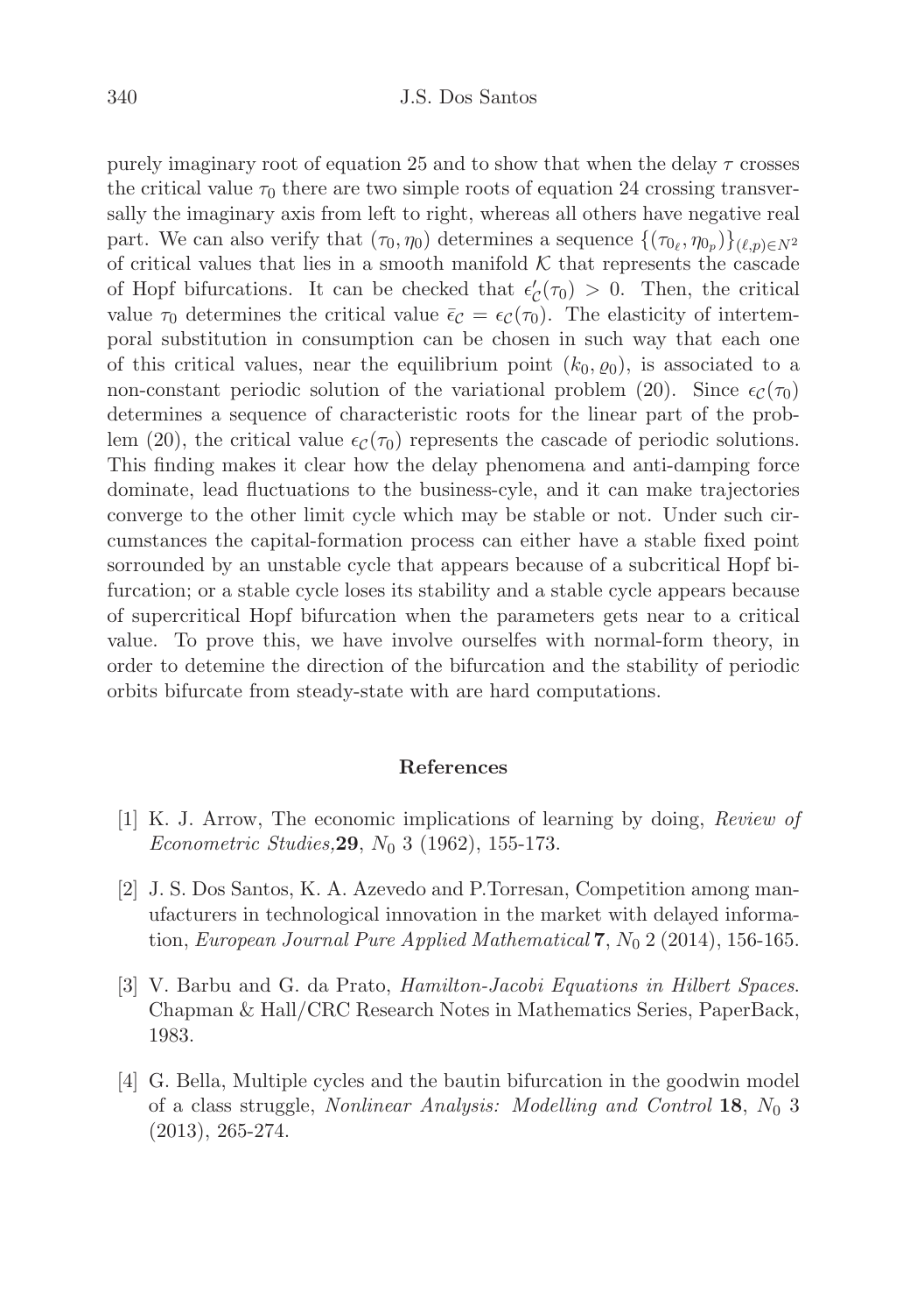purely imaginary root of equation 25 and to show that when the delay $\tau$ crosses the critical value $\tau_0$ there are two simple roots of equation 24 crossing transversally the imaginary axis from left to right, whereas all others have negative real part. We can also verify that $(\tau_0, \eta_0)$ determines a sequence $\{(\tau_{0_\ell}, \eta_{0_p})\}_{(\ell,p)\in N^2}$ of critical values that lies in a smooth manifold $\mathcal{K}$ that represents the cascade of Hopf bifurcations. It can be checked that $\epsilon'_{\mathcal{C}}(\tau_0) > 0$. Then, the critical value $\tau_0$ determines the critical value $\bar{\epsilon}_{\mathcal{C}} = \epsilon_{\mathcal{C}}(\tau_0)$. The elasticity of intertemporal substitution in consumption can be chosen in such way that each one of this critical values, near the equilibrium point $(k_0, \varrho_0)$, is associated to a non-constant periodic solution of the variational problem (20). Since $\epsilon_{\mathcal{C}}(\tau_0)$ determines a sequence of characteristic roots for the linear part of the problem (20), the critical value $\epsilon_{\mathcal{C}}(\tau_0)$ represents the cascade of periodic solutions. This finding makes it clear how the delay phenomena and anti-damping force dominate, lead fluctuations to the business-cyle, and it can make trajectories converge to the other limit cycle which may be stable or not. Under such circumstances the capital-formation process can either have a stable fixed point sorrounded by an unstable cycle that appears because of a subcritical Hopf bifurcation; or a stable cycle loses its stability and a stable cycle appears because of supercritical Hopf bifurcation when the parameters gets near to a critical value. To prove this, we have involve ourselfes with normal-form theory, in order to detemine the direction of the bifurcation and the stability of periodic orbits bifurcate from steady-state with are hard computations.

## References

[1] K. J. Arrow, The economic implications of learning by doing, *Review of Econometric Studies,* **29**, $N_0$ 3 (1962), 155-173.

[2] J. S. Dos Santos, K. A. Azevedo and P.Torresan, Competition among manufacturers in technological innovation in the market with delayed information, *European Journal Pure Applied Mathematical* **7**, $N_0$ 2 (2014), 156-165.

[3] V. Barbu and G. da Prato, *Hamilton-Jacobi Equations in Hilbert Spaces*. Chapman & Hall/CRC Research Notes in Mathematics Series, PaperBack, 1983.

[4] G. Bella, Multiple cycles and the bautin bifurcation in the goodwin model of a class struggle, *Nonlinear Analysis: Modelling and Control* **18**, $N_0$ 3 (2013), 265-274.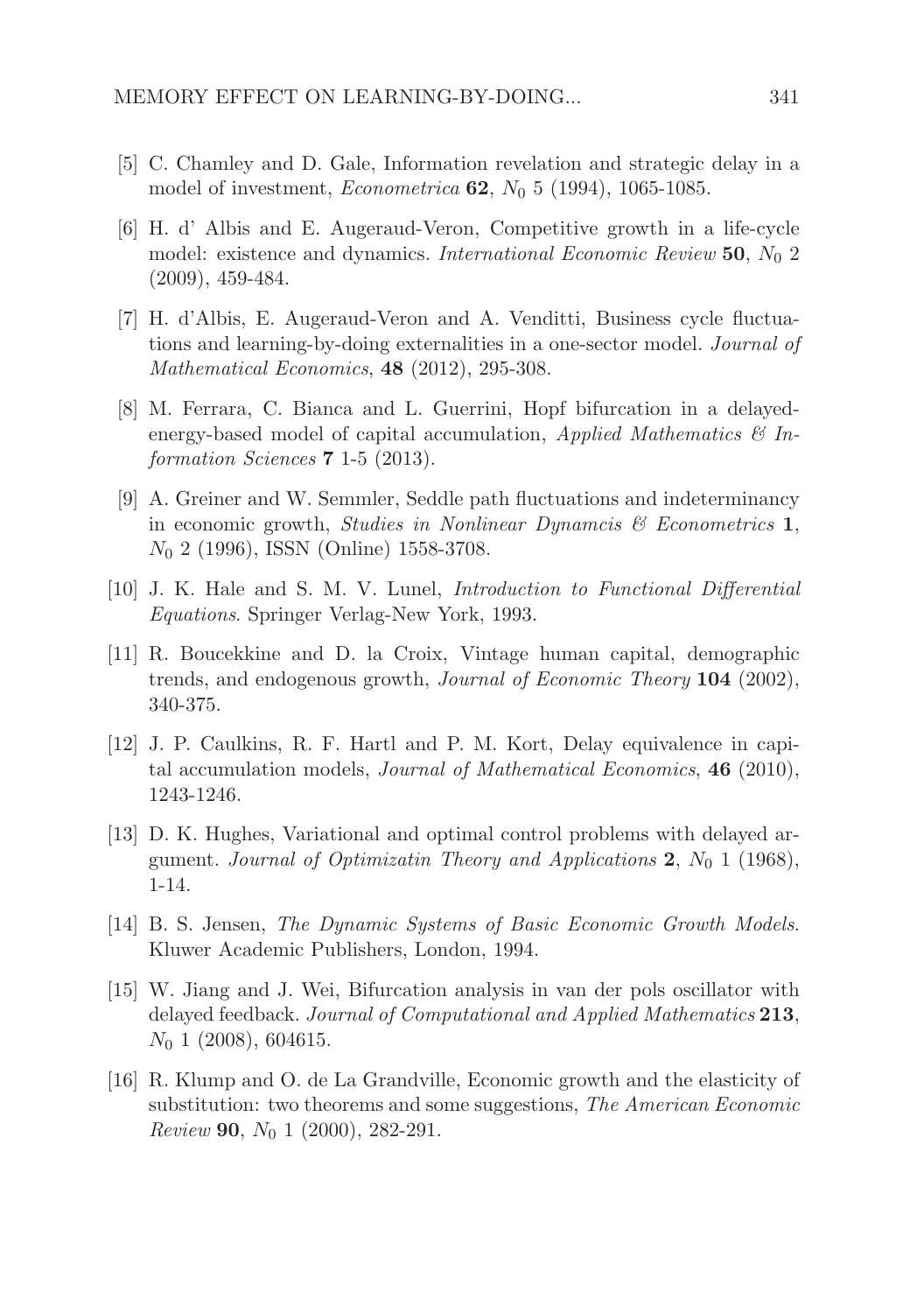[5] C. Chamley and D. Gale, Information revelation and strategic delay in a model of investment, *Econometrica* **62**, $N_0$ 5 (1994), 1065-1085.

[6] H. d' Albis and E. Augeraud-Veron, Competitive growth in a life-cycle model: existence and dynamics. *International Economic Review* **50**, $N_0$ 2 (2009), 459-484.

[7] H. d'Albis, E. Augeraud-Veron and A. Venditti, Business cycle fluctuations and learning-by-doing externalities in a one-sector model. *Journal of Mathematical Economics*, **48** (2012), 295-308.

[8] M. Ferrara, C. Bianca and L. Guerrini, Hopf bifurcation in a delayed-energy-based model of capital accumulation, *Applied Mathematics & Information Sciences* **7** 1-5 (2013).

[9] A. Greiner and W. Semmler, Seddle path fluctuations and indeterminancy in economic growth, *Studies in Nonlinear Dynamcis & Econometrics* **1**, $N_0$ 2 (1996), ISSN (Online) 1558-3708.

[10] J. K. Hale and S. M. V. Lunel, *Introduction to Functional Differential Equations*. Springer Verlag-New York, 1993.

[11] R. Boucekkine and D. la Croix, Vintage human capital, demographic trends, and endogenous growth, *Journal of Economic Theory* **104** (2002), 340-375.

[12] J. P. Caulkins, R. F. Hartl and P. M. Kort, Delay equivalence in capital accumulation models, *Journal of Mathematical Economics*, **46** (2010), 1243-1246.

[13] D. K. Hughes, Variational and optimal control problems with delayed argument. *Journal of Optimizatin Theory and Applications* **2**, $N_0$ 1 (1968), 1-14.

[14] B. S. Jensen, *The Dynamic Systems of Basic Economic Growth Models*. Kluwer Academic Publishers, London, 1994.

[15] W. Jiang and J. Wei, Bifurcation analysis in van der pols oscillator with delayed feedback. *Journal of Computational and Applied Mathematics* **213**, $N_0$ 1 (2008), 604615.

[16] R. Klump and O. de La Grandville, Economic growth and the elasticity of substitution: two theorems and some suggestions, *The American Economic Review* **90**, $N_0$ 1 (2000), 282-291.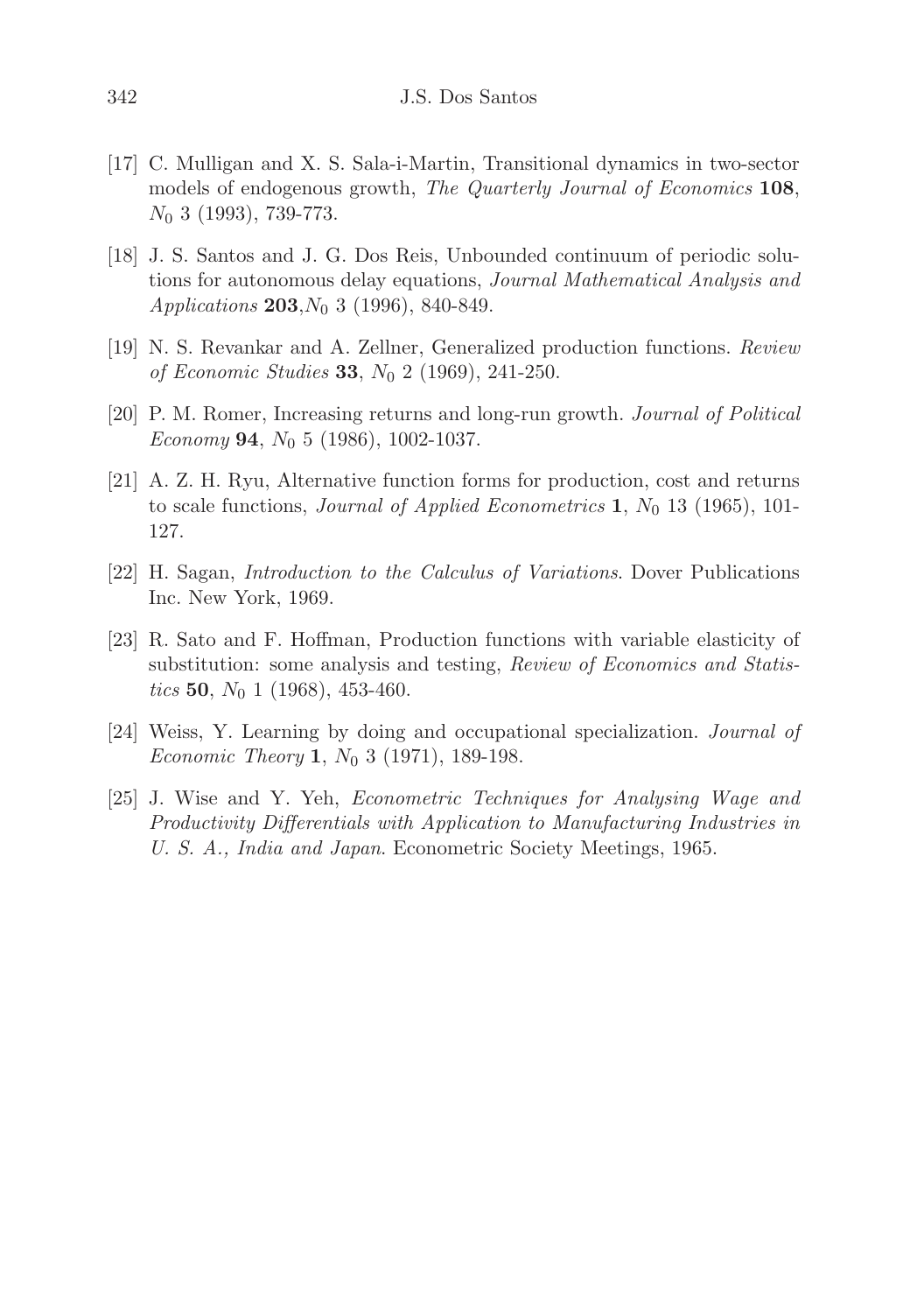[17] C. Mulligan and X. S. Sala-i-Martin, Transitional dynamics in two-sector models of endogenous growth, *The Quarterly Journal of Economics* **108**, $N_0$ 3 (1993), 739-773.

[18] J. S. Santos and J. G. Dos Reis, Unbounded continuum of periodic solutions for autonomous delay equations, *Journal Mathematical Analysis and Applications* **203**,$N_0$ 3 (1996), 840-849.

[19] N. S. Revankar and A. Zellner, Generalized production functions. *Review of Economic Studies* **33**, $N_0$ 2 (1969), 241-250.

[20] P. M. Romer, Increasing returns and long-run growth. *Journal of Political Economy* **94**, $N_0$ 5 (1986), 1002-1037.

[21] A. Z. H. Ryu, Alternative function forms for production, cost and returns to scale functions, *Journal of Applied Econometrics* **1**, $N_0$ 13 (1965), 101-127.

[22] H. Sagan, *Introduction to the Calculus of Variations*. Dover Publications Inc. New York, 1969.

[23] R. Sato and F. Hoffman, Production functions with variable elasticity of substitution: some analysis and testing, *Review of Economics and Statistics* **50**, $N_0$ 1 (1968), 453-460.

[24] Weiss, Y. Learning by doing and occupational specialization. *Journal of Economic Theory* **1**, $N_0$ 3 (1971), 189-198.

[25] J. Wise and Y. Yeh, *Econometric Techniques for Analysing Wage and Productivity Differentials with Application to Manufacturing Industries in U. S. A., India and Japan*. Econometric Society Meetings, 1965.